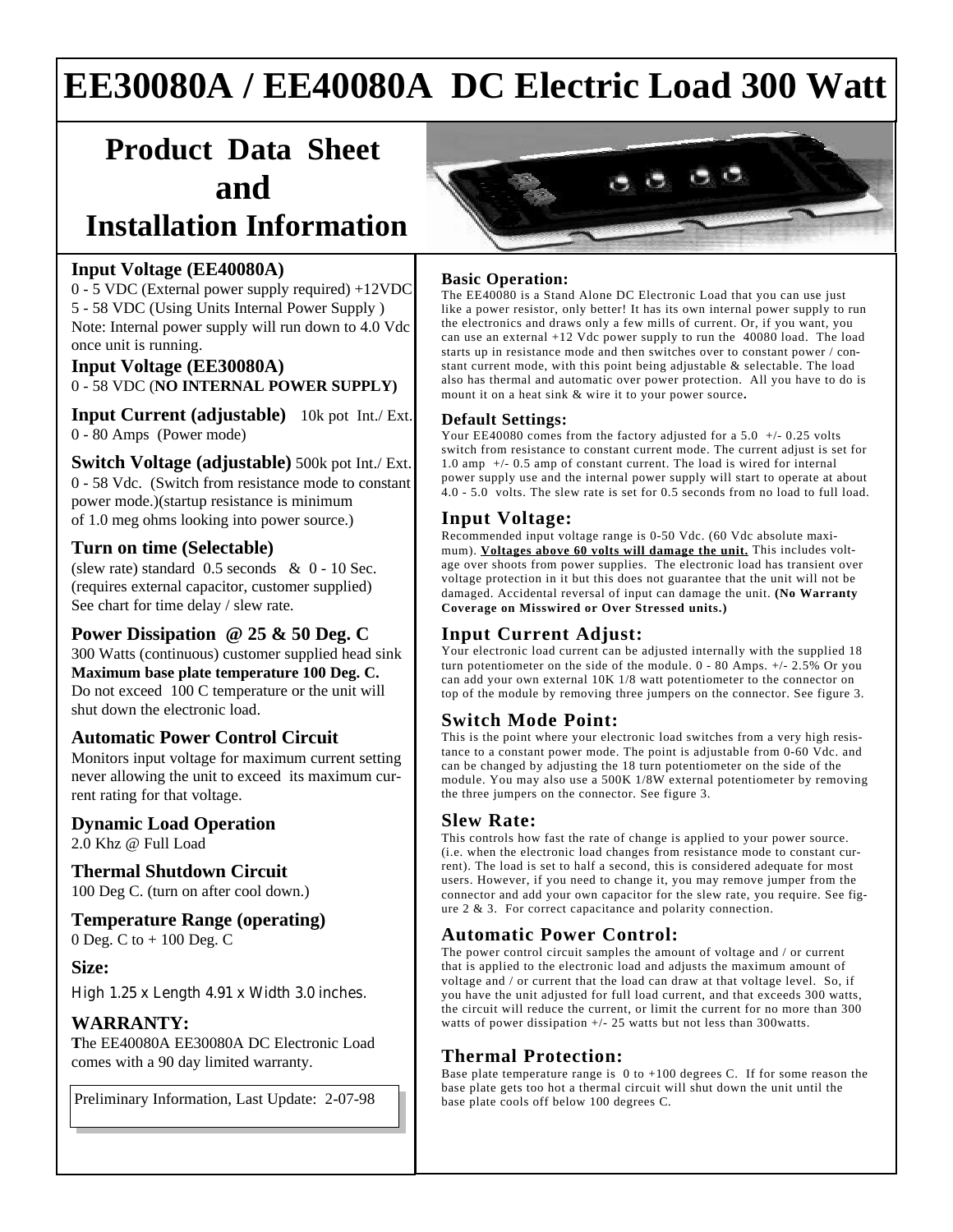# EE30080A / EE40080A DC Electric Load 300 Watt

## Product Data Sheet and Installation Information

### Input Voltage (EE40080A)

0 - 5 VDC (External power supply required) +12VDC
5 - 58 VDC (Using Units Internal Power Supply )
Note: Internal power supply will run down to 4.0 Vdc once unit is running.

### Input Voltage (EE30080A)

0 - 58 VDC (**NO INTERNAL POWER SUPPLY)**

### Input Current (adjustable) 10k pot Int./ Ext.

0 - 80 Amps (Power mode)

### Switch Voltage (adjustable) 500k pot Int./ Ext.

0 - 58 Vdc. (Switch from resistance mode to constant power mode.)(startup resistance is minimum of 1.0 meg ohms looking into power source.)

### Turn on time (Selectable)

(slew rate) standard 0.5 seconds & 0 - 10 Sec. (requires external capacitor, customer supplied)
See chart for time delay / slew rate.

### Power Dissipation @ 25 & 50 Deg. C

300 Watts (continuous) customer supplied head sink
**Maximum base plate temperature 100 Deg. C.**
Do not exceed 100 C temperature or the unit will shut down the electronic load.

### Automatic Power Control Circuit

Monitors input voltage for maximum current setting never allowing the unit to exceed its maximum current rating for that voltage.

### Dynamic Load Operation

2.0 Khz @ Full Load

### Thermal Shutdown Circuit

100 Deg C. (turn on after cool down.)

### Temperature Range (operating)

0 Deg. C to + 100 Deg. C

### Size:

High 1.25 x Length 4.91 x Width 3.0 inches.

### WARRANTY:

The EE40080A EE30080A DC Electronic Load comes with a 90 day limited warranty.

Preliminary Information, Last Update: 2-07-98

### Basic Operation:

The EE40080 is a Stand Alone DC Electronic Load that you can use just like a power resistor, only better! It has its own internal power supply to run the electronics and draws only a few mills of current. Or, if you want, you can use an external +12 Vdc power supply to run the 40080 load. The load starts up in resistance mode and then switches over to constant power / constant current mode, with this point being adjustable & selectable. The load also has thermal and automatic over power protection. All you have to do is mount it on a heat sink & wire it to your power source**.**

### Default Settings:

Your EE40080 comes from the factory adjusted for a 5.0 +/- 0.25 volts switch from resistance to constant current mode. The current adjust is set for 1.0 amp +/- 0.5 amp of constant current. The load is wired for internal power supply use and the internal power supply will start to operate at about 4.0 - 5.0 volts. The slew rate is set for 0.5 seconds from no load to full load.

### Input Voltage:

Recommended input voltage range is 0-50 Vdc. (60 Vdc absolute maximum). **Voltages above 60 volts will damage the unit.** This includes voltage over shoots from power supplies. The electronic load has transient over voltage protection in it but this does not guarantee that the unit will not be damaged. Accidental reversal of input can damage the unit. **(No Warranty Coverage on Misswired or Over Stressed units.)**

### Input Current Adjust:

Your electronic load current can be adjusted internally with the supplied 18 turn potentiometer on the side of the module. 0 - 80 Amps. +/- 2.5% Or you can add your own external 10K 1/8 watt potentiometer to the connector on top of the module by removing three jumpers on the connector. See figure 3.

### Switch Mode Point:

This is the point where your electronic load switches from a very high resistance to a constant power mode. The point is adjustable from 0-60 Vdc. and can be changed by adjusting the 18 turn potentiometer on the side of the module. You may also use a 500K 1/8W external potentiometer by removing the three jumpers on the connector. See figure 3.

### Slew Rate:

This controls how fast the rate of change is applied to your power source. (i.e. when the electronic load changes from resistance mode to constant current). The load is set to half a second, this is considered adequate for most users. However, if you need to change it, you may remove jumper from the connector and add your own capacitor for the slew rate, you require. See figure 2 & 3. For correct capacitance and polarity connection.

### Automatic Power Control:

The power control circuit samples the amount of voltage and / or current that is applied to the electronic load and adjusts the maximum amount of voltage and / or current that the load can draw at that voltage level. So, if you have the unit adjusted for full load current, and that exceeds 300 watts, the circuit will reduce the current, or limit the current for no more than 300 watts of power dissipation +/- 25 watts but not less than 300watts.

### Thermal Protection:

Base plate temperature range is 0 to +100 degrees C. If for some reason the base plate gets too hot a thermal circuit will shut down the unit until the base plate cools off below 100 degrees C.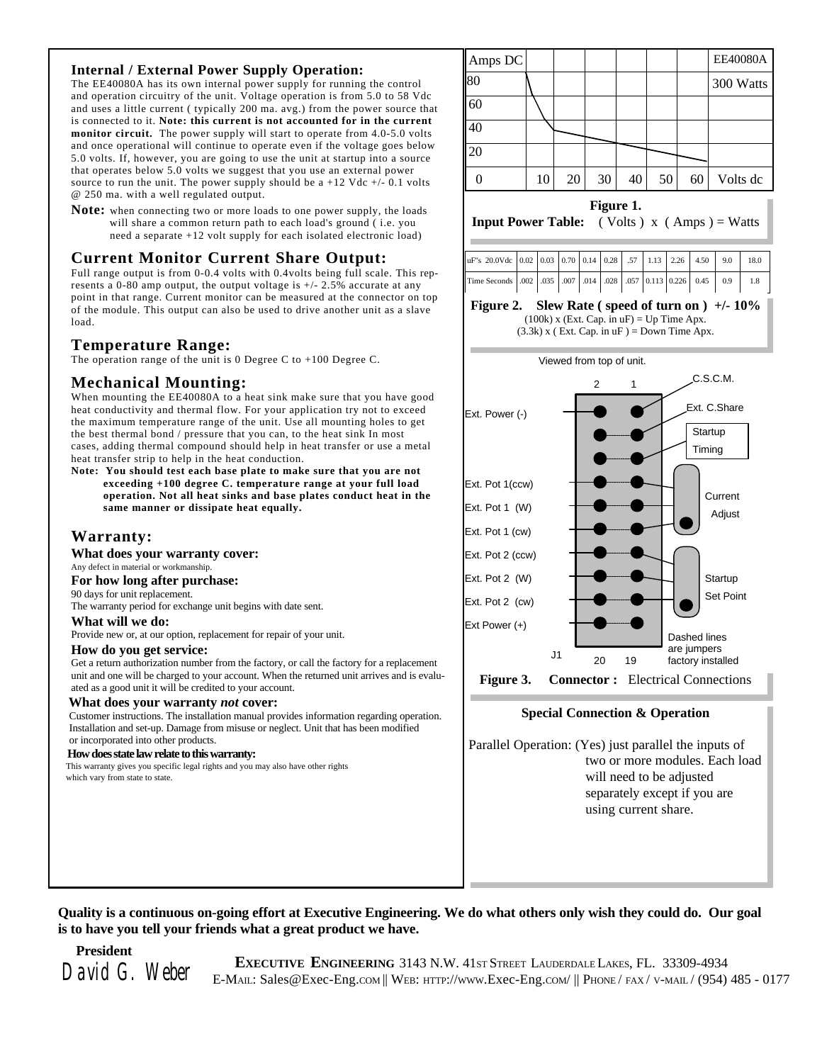## Internal / External Power Supply Operation:

The EE40080A has its own internal power supply for running the control and operation circuitry of the unit. Voltage operation is from 5.0 to 58 Vdc and uses a little current ( typically 200 ma. avg.) from the power source that is connected to it. **Note: this current is not accounted for in the current monitor circuit.** The power supply will start to operate from 4.0-5.0 volts and once operational will continue to operate even if the voltage goes below 5.0 volts. If, however, you are going to use the unit at startup into a source that operates below 5.0 volts we suggest that you use an external power source to run the unit. The power supply should be a +12 Vdc +/- 0.1 volts @ 250 ma. with a well regulated output.

**Note:** when connecting two or more loads to one power supply, the loads will share a common return path to each load's ground ( i.e. you need a separate +12 volt supply for each isolated electronic load)

## Current Monitor Current Share Output:

Full range output is from 0-0.4 volts with 0.4volts being full scale. This represents a 0-80 amp output, the output voltage is +/- 2.5% accurate at any point in that range. Current monitor can be measured at the connector on top of the module. This output can also be used to drive another unit as a slave load.

## Temperature Range:

The operation range of the unit is 0 Degree C to +100 Degree C.

## Mechanical Mounting:

When mounting the EE40080A to a heat sink make sure that you have good heat conductivity and thermal flow. For your application try not to exceed the maximum temperature range of the unit. Use all mounting holes to get the best thermal bond / pressure that you can, to the heat sink In most cases, adding thermal compound should help in heat transfer or use a metal heat transfer strip to help in the heat conduction.

**Note: You should test each base plate to make sure that you are not exceeding +100 degree C. temperature range at your full load operation. Not all heat sinks and base plates conduct heat in the same manner or dissipate heat equally.**

## Warranty:

### What does your warranty cover:

Any defect in material or workmanship.

### For how long after purchase:

90 days for unit replacement.
The warranty period for exchange unit begins with date sent.

### What will we do:

Provide new or, at our option, replacement for repair of your unit.

### How do you get service:

Get a return authorization number from the factory, or call the factory for a replacement unit and one will be charged to your account. When the returned unit arrives and is evaluated as a good unit it will be credited to your account.

### What does your warranty *not* cover:

Customer instructions. The installation manual provides information regarding operation. Installation and set-up. Damage from misuse or neglect. Unit that has been modified or incorporated into other products.

### How does state law relate to this warranty:

This warranty gives you specific legal rights and you may also have other rights which vary from state to state.

| Amps DC | | | | | | | EE40080A |
|---|---|---|---|---|---|---|---|
| 80 | | | | | | | 300 Watts |
| 60 | | | | | | | |
| 40 | | | | | | | |
| 20 | | | | | | | |
| 0 | 10 | 20 | 30 | 40 | 50 | 60 | Volts dc |

**Figure 1.**
**Input Power Table:** ( Volts ) x ( Amps ) = Watts

| uF"s 20.0Vdc | 0.02 | 0.03 | 0.70 | 0.14 | 0.28 | .57 | 1.13 | 2.26 | 4.50 | 9.0 | 18.0 |
|---|---|---|---|---|---|---|---|---|---|---|---|
| Time Seconds | .002 | .035 | .007 | .014 | .028 | .057 | 0.113 | 0.226 | 0.45 | 0.9 | 1.8 |

**Figure 2. Slew Rate ( speed of turn on ) +/- 10%**
(100k) x (Ext. Cap. in uF) = Up Time Apx.
(3.3k) x ( Ext. Cap. in uF ) = Down Time Apx.

Viewed from top of unit.

| Function (pin 2 side) | Pin 2 | Pin 1 | Function (pin 1 side) |
|---|---|---|---|
| Ext. Power (-) | ● | ● | C.S.C.M. |
| | ● | ● | Ext. C.Share |
| | ● | ● | Startup Timing |
| Ext. Pot 1(ccw) | ● | ● | Current Adjust |
| Ext. Pot 1 (W) | ● | ● | |
| Ext. Pot 1 (cw) | ● | ● | |
| Ext. Pot 2 (ccw) | ● | ● | Startup Set Point |
| Ext. Pot 2 (W) | ● | ● | |
| Ext. Pot 2 (cw) | ● | ● | |
| Ext Power (+) | ● | ● | |
| J1 | 20 | 19 | |

Dashed lines are jumpers factory installed

**Figure 3. Connector :** Electrical Connections

**Special Connection & Operation**

Parallel Operation: (Yes) just parallel the inputs of two or more modules. Each load will need to be adjusted separately except if you are using current share.

**Quality is a continuous on-going effort at Executive Engineering. We do what others only wish they could do. Our goal is to have you tell your friends what a great product we have.**

**President**
David G. Weber

**EXECUTIVE ENGINEERING** 3143 N.W. 41ST STREET LAUDERDALE LAKES, FL. 33309-4934
E-MAIL: Sales@Exec-Eng.com || WEB: http://www.Exec-Eng.com/ || PHONE / FAX / V-MAIL / (954) 485 - 0177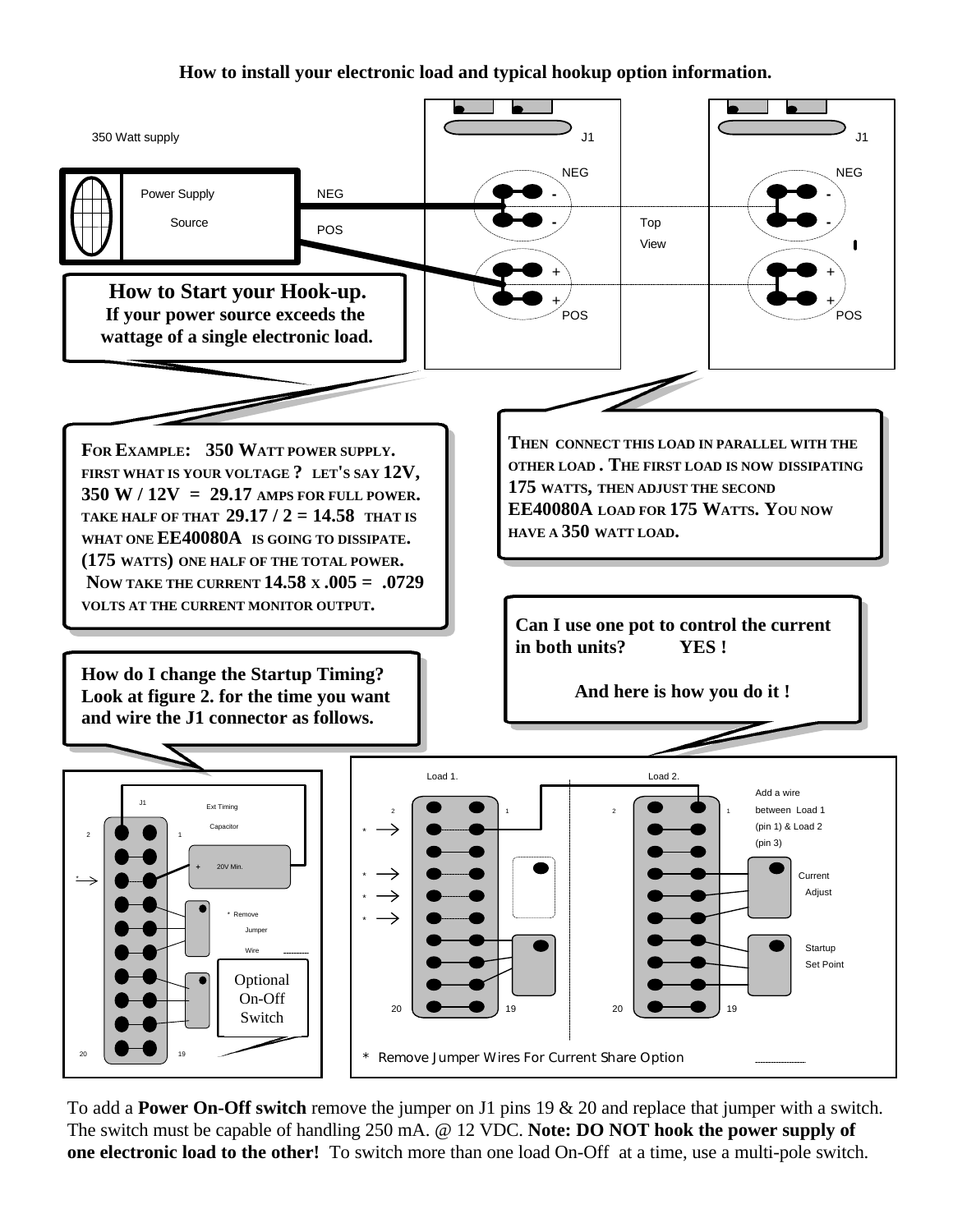# How to install your electronic load and typical hookup option information.

350 Watt supply

Power Supply Source

NEG

POS

J1

NEG

POS

Top View

**How to Start your Hook-up.**
**If your power source exceeds the wattage of a single electronic load.**

**FOR EXAMPLE: 350 WATT POWER SUPPLY. FIRST WHAT IS YOUR VOLTAGE ? LET'S SAY 12V, 350 W / 12V = 29.17 AMPS FOR FULL POWER. TAKE HALF OF THAT 29.17 / 2 = 14.58 THAT IS WHAT ONE EE40080A IS GOING TO DISSIPATE. (175 WATTS) ONE HALF OF THE TOTAL POWER. NOW TAKE THE CURRENT 14.58 X .005 = .0729 VOLTS AT THE CURRENT MONITOR OUTPUT.**

**THEN CONNECT THIS LOAD IN PARALLEL WITH THE OTHER LOAD . THE FIRST LOAD IS NOW DISSIPATING 175 WATTS, THEN ADJUST THE SECOND EE40080A LOAD FOR 175 WATTS. YOU NOW HAVE A 350 WATT LOAD.**

**Can I use one pot to control the current in both units? YES !**

**And here is how you do it !**

**How do I change the Startup Timing? Look at figure 2. for the time you want and wire the J1 connector as follows.**

J1 — Ext Timing Capacitor — + 20V Min. — * Remove Jumper Wire — Optional On-Off Switch

Load 1. — Load 2. — Add a wire between Load 1 (pin 1) & Load 2 (pin 3) — Current Adjust — Startup Set Point

\* Remove Jumper Wires For Current Share Option

To add a **Power On-Off switch** remove the jumper on J1 pins 19 & 20 and replace that jumper with a switch. The switch must be capable of handling 250 mA. @ 12 VDC. **Note: DO NOT hook the power supply of one electronic load to the other!** To switch more than one load On-Off at a time, use a multi-pole switch.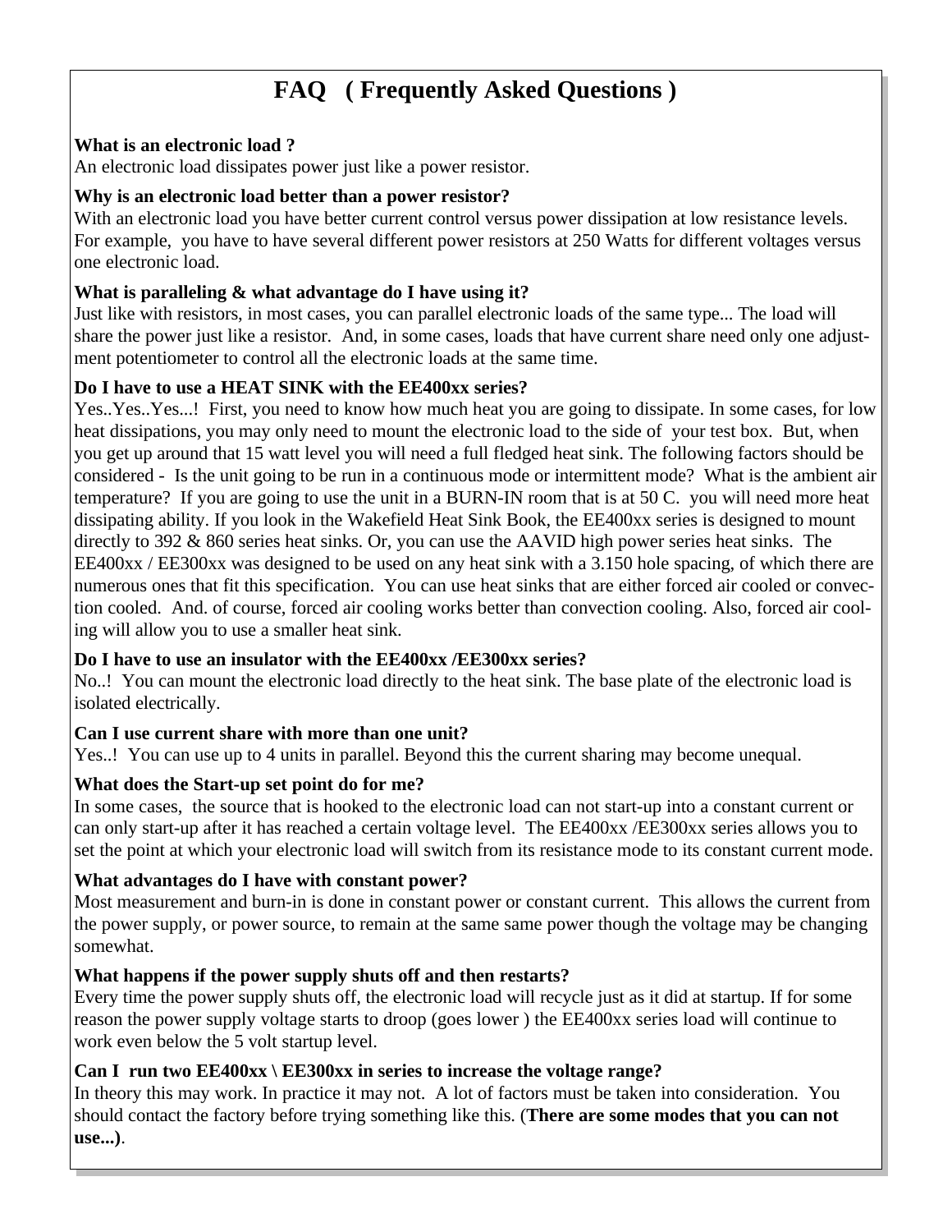# FAQ ( Frequently Asked Questions )

**What is an electronic load ?**
An electronic load dissipates power just like a power resistor.

**Why is an electronic load better than a power resistor?**
With an electronic load you have better current control versus power dissipation at low resistance levels. For example, you have to have several different power resistors at 250 Watts for different voltages versus one electronic load.

**What is paralleling & what advantage do I have using it?**
Just like with resistors, in most cases, you can parallel electronic loads of the same type... The load will share the power just like a resistor. And, in some cases, loads that have current share need only one adjustment potentiometer to control all the electronic loads at the same time.

**Do I have to use a HEAT SINK with the EE400xx series?**
Yes..Yes..Yes...! First, you need to know how much heat you are going to dissipate. In some cases, for low heat dissipations, you may only need to mount the electronic load to the side of your test box. But, when you get up around that 15 watt level you will need a full fledged heat sink. The following factors should be considered - Is the unit going to be run in a continuous mode or intermittent mode? What is the ambient air temperature? If you are going to use the unit in a BURN-IN room that is at 50 C. you will need more heat dissipating ability. If you look in the Wakefield Heat Sink Book, the EE400xx series is designed to mount directly to 392 & 860 series heat sinks. Or, you can use the AAVID high power series heat sinks. The EE400xx / EE300xx was designed to be used on any heat sink with a 3.150 hole spacing, of which there are numerous ones that fit this specification. You can use heat sinks that are either forced air cooled or convection cooled. And. of course, forced air cooling works better than convection cooling. Also, forced air cooling will allow you to use a smaller heat sink.

**Do I have to use an insulator with the EE400xx /EE300xx series?**
No..! You can mount the electronic load directly to the heat sink. The base plate of the electronic load is isolated electrically.

**Can I use current share with more than one unit?**
Yes..! You can use up to 4 units in parallel. Beyond this the current sharing may become unequal.

**What does the Start-up set point do for me?**
In some cases, the source that is hooked to the electronic load can not start-up into a constant current or can only start-up after it has reached a certain voltage level. The EE400xx /EE300xx series allows you to set the point at which your electronic load will switch from its resistance mode to its constant current mode.

**What advantages do I have with constant power?**
Most measurement and burn-in is done in constant power or constant current. This allows the current from the power supply, or power source, to remain at the same same power though the voltage may be changing somewhat.

**What happens if the power supply shuts off and then restarts?**
Every time the power supply shuts off, the electronic load will recycle just as it did at startup. If for some reason the power supply voltage starts to droop (goes lower ) the EE400xx series load will continue to work even below the 5 volt startup level.

**Can I run two EE400xx \ EE300xx in series to increase the voltage range?**
In theory this may work. In practice it may not. A lot of factors must be taken into consideration. You should contact the factory before trying something like this. (**There are some modes that you can not use...)**.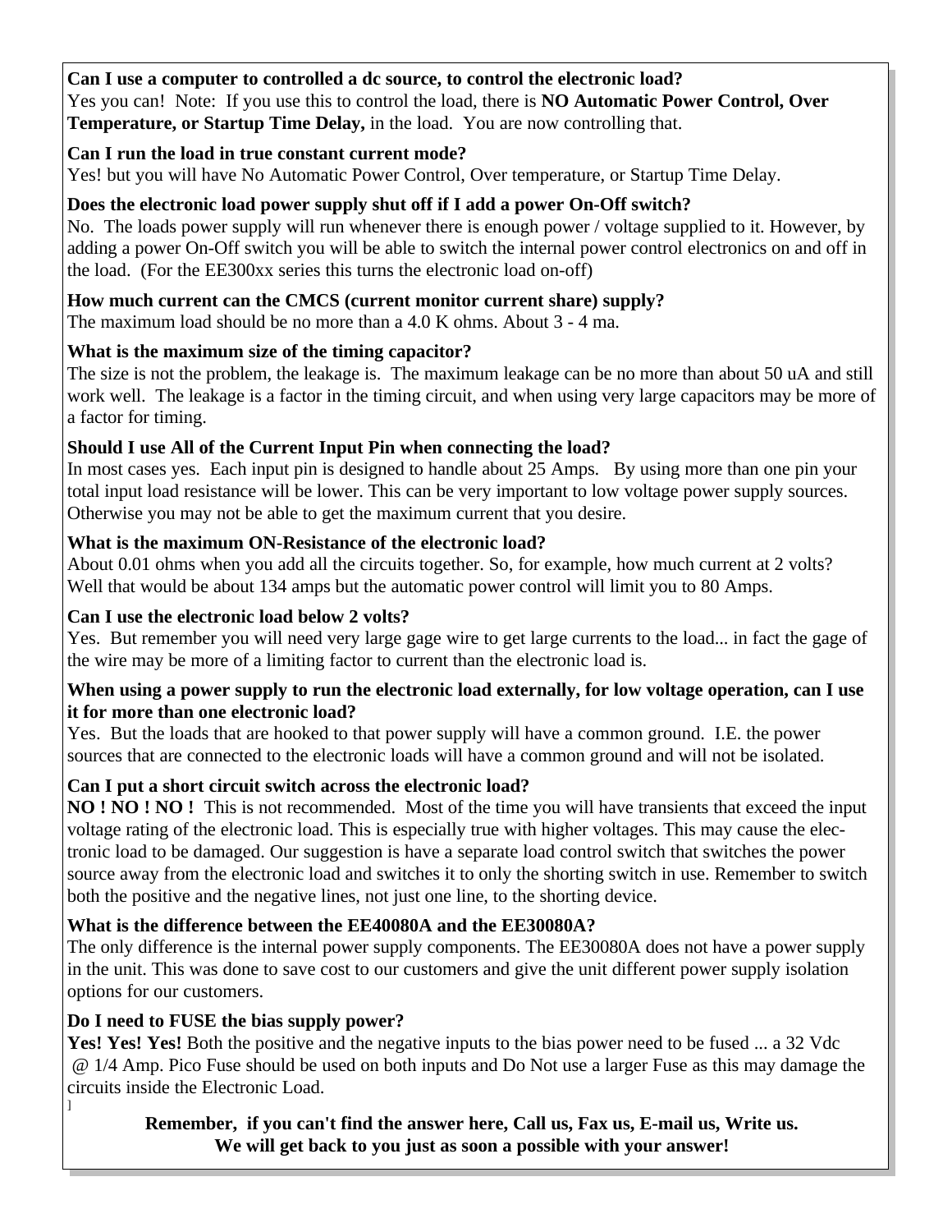**Can I use a computer to controlled a dc source, to control the electronic load?**
Yes you can! Note: If you use this to control the load, there is **NO Automatic Power Control, Over Temperature, or Startup Time Delay,** in the load. You are now controlling that.

**Can I run the load in true constant current mode?**
Yes! but you will have No Automatic Power Control, Over temperature, or Startup Time Delay.

**Does the electronic load power supply shut off if I add a power On-Off switch?**
No. The loads power supply will run whenever there is enough power / voltage supplied to it. However, by adding a power On-Off switch you will be able to switch the internal power control electronics on and off in the load. (For the EE300xx series this turns the electronic load on-off)

**How much current can the CMCS (current monitor current share) supply?**
The maximum load should be no more than a 4.0 K ohms. About 3 - 4 ma.

**What is the maximum size of the timing capacitor?**
The size is not the problem, the leakage is. The maximum leakage can be no more than about 50 uA and still work well. The leakage is a factor in the timing circuit, and when using very large capacitors may be more of a factor for timing.

**Should I use All of the Current Input Pin when connecting the load?**
In most cases yes. Each input pin is designed to handle about 25 Amps. By using more than one pin your total input load resistance will be lower. This can be very important to low voltage power supply sources. Otherwise you may not be able to get the maximum current that you desire.

**What is the maximum ON-Resistance of the electronic load?**
About 0.01 ohms when you add all the circuits together. So, for example, how much current at 2 volts? Well that would be about 134 amps but the automatic power control will limit you to 80 Amps.

**Can I use the electronic load below 2 volts?**
Yes. But remember you will need very large gage wire to get large currents to the load... in fact the gage of the wire may be more of a limiting factor to current than the electronic load is.

**When using a power supply to run the electronic load externally, for low voltage operation, can I use it for more than one electronic load?**
Yes. But the loads that are hooked to that power supply will have a common ground. I.E. the power sources that are connected to the electronic loads will have a common ground and will not be isolated.

**Can I put a short circuit switch across the electronic load?**
**NO ! NO ! NO !** This is not recommended. Most of the time you will have transients that exceed the input voltage rating of the electronic load. This is especially true with higher voltages. This may cause the electronic load to be damaged. Our suggestion is have a separate load control switch that switches the power source away from the electronic load and switches it to only the shorting switch in use. Remember to switch both the positive and the negative lines, not just one line, to the shorting device.

**What is the difference between the EE40080A and the EE30080A?**
The only difference is the internal power supply components. The EE30080A does not have a power supply in the unit. This was done to save cost to our customers and give the unit different power supply isolation options for our customers.

**Do I need to FUSE the bias supply power?**
**Yes! Yes! Yes!** Both the positive and the negative inputs to the bias power need to be fused ... a 32 Vdc @ 1/4 Amp. Pico Fuse should be used on both inputs and Do Not use a larger Fuse as this may damage the circuits inside the Electronic Load.
]

**Remember, if you can't find the answer here, Call us, Fax us, E-mail us, Write us.**
**We will get back to you just as soon a possible with your answer!**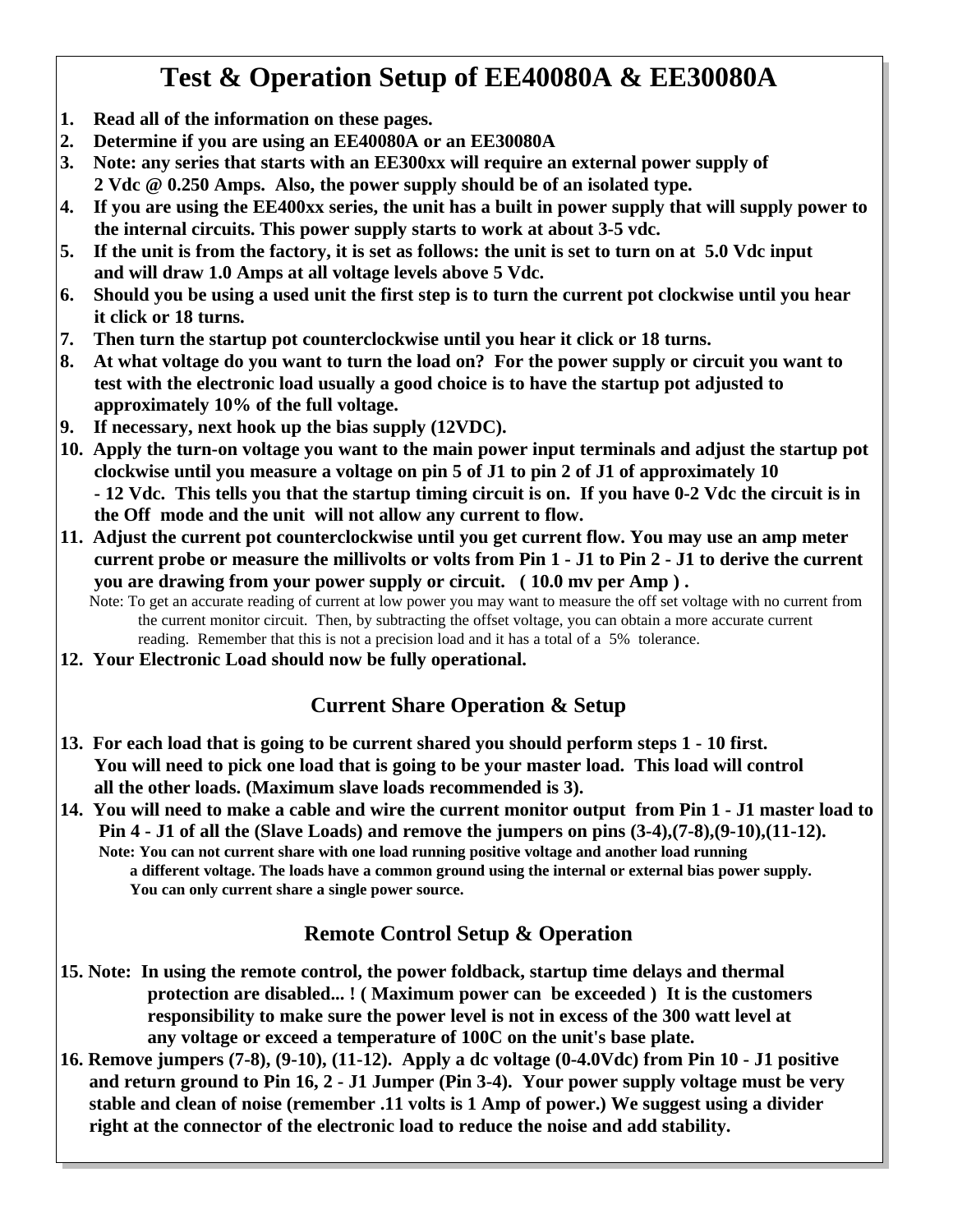# Test & Operation Setup of EE40080A & EE30080A

1. **Read all of the information on these pages.**
2. **Determine if you are using an EE40080A or an EE30080A**
3. **Note: any series that starts with an EE300xx will require an external power supply of 2 Vdc @ 0.250 Amps. Also, the power supply should be of an isolated type.**
4. **If you are using the EE400xx series, the unit has a built in power supply that will supply power to the internal circuits. This power supply starts to work at about 3-5 vdc.**
5. **If the unit is from the factory, it is set as follows: the unit is set to turn on at 5.0 Vdc input and will draw 1.0 Amps at all voltage levels above 5 Vdc.**
6. **Should you be using a used unit the first step is to turn the current pot clockwise until you hear it click or 18 turns.**
7. **Then turn the startup pot counterclockwise until you hear it click or 18 turns.**
8. **At what voltage do you want to turn the load on? For the power supply or circuit you want to test with the electronic load usually a good choice is to have the startup pot adjusted to approximately 10% of the full voltage.**
9. **If necessary, next hook up the bias supply (12VDC).**
10. **Apply the turn-on voltage you want to the main power input terminals and adjust the startup pot clockwise until you measure a voltage on pin 5 of J1 to pin 2 of J1 of approximately 10 - 12 Vdc. This tells you that the startup timing circuit is on. If you have 0-2 Vdc the circuit is in the Off mode and the unit will not allow any current to flow.**
11. **Adjust the current pot counterclockwise until you get current flow. You may use an amp meter current probe or measure the millivolts or volts from Pin 1 - J1 to Pin 2 - J1 to derive the current you are drawing from your power supply or circuit. ( 10.0 mv per Amp ) .**

    Note: To get an accurate reading of current at low power you may want to measure the off set voltage with no current from the current monitor circuit. Then, by subtracting the offset voltage, you can obtain a more accurate current reading. Remember that this is not a precision load and it has a total of a 5% tolerance.
12. **Your Electronic Load should now be fully operational.**

## Current Share Operation & Setup

13. **For each load that is going to be current shared you should perform steps 1 - 10 first. You will need to pick one load that is going to be your master load. This load will control all the other loads. (Maximum slave loads recommended is 3).**
14. **You will need to make a cable and wire the current monitor output from Pin 1 - J1 master load to Pin 4 - J1 of all the (Slave Loads) and remove the jumpers on pins (3-4),(7-8),(9-10),(11-12).**

    **Note: You can not current share with one load running positive voltage and another load running a different voltage. The loads have a common ground using the internal or external bias power supply. You can only current share a single power source.**

## Remote Control Setup & Operation

15. **Note: In using the remote control, the power foldback, startup time delays and thermal protection are disabled... ! ( Maximum power can be exceeded ) It is the customers responsibility to make sure the power level is not in excess of the 300 watt level at any voltage or exceed a temperature of 100C on the unit's base plate.**
16. **Remove jumpers (7-8), (9-10), (11-12). Apply a dc voltage (0-4.0Vdc) from Pin 10 - J1 positive and return ground to Pin 16, 2 - J1 Jumper (Pin 3-4). Your power supply voltage must be very stable and clean of noise (remember .11 volts is 1 Amp of power.) We suggest using a divider right at the connector of the electronic load to reduce the noise and add stability.**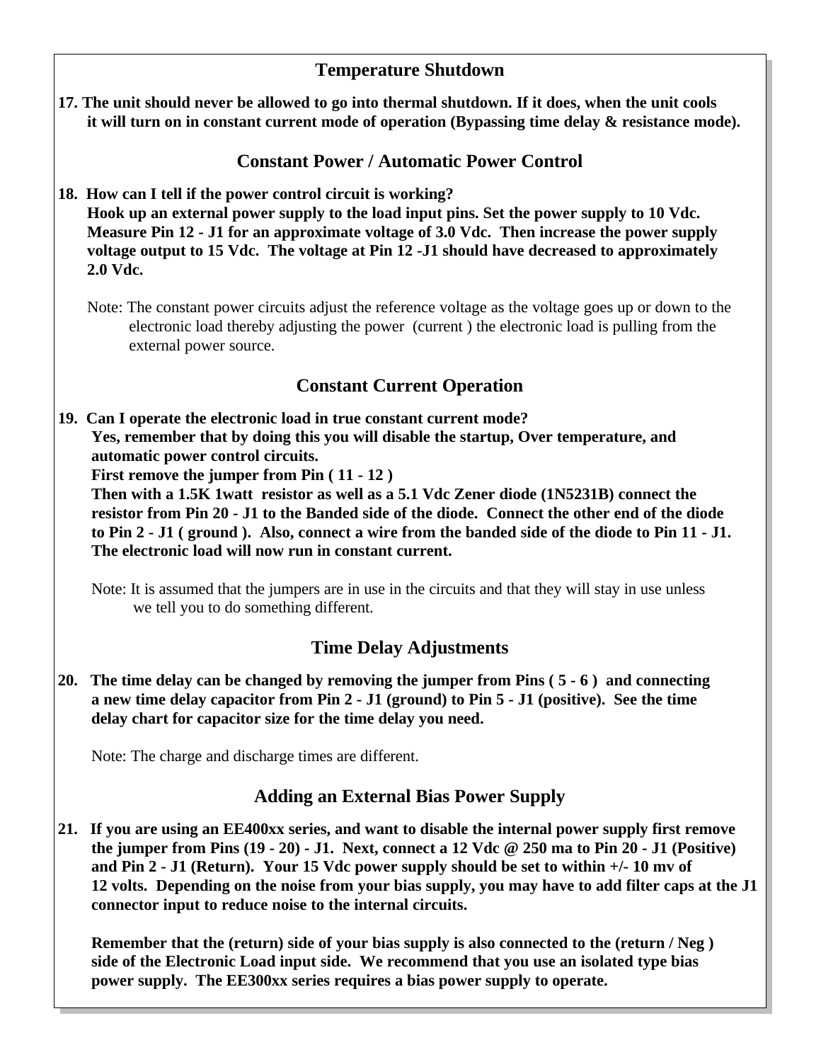## Temperature Shutdown

**17. The unit should never be allowed to go into thermal shutdown. If it does, when the unit cools it will turn on in constant current mode of operation (Bypassing time delay & resistance mode).**

## Constant Power / Automatic Power Control

**18. How can I tell if the power control circuit is working?**
**Hook up an external power supply to the load input pins. Set the power supply to 10 Vdc. Measure Pin 12 - J1 for an approximate voltage of 3.0 Vdc. Then increase the power supply voltage output to 15 Vdc. The voltage at Pin 12 -J1 should have decreased to approximately 2.0 Vdc.**

Note: The constant power circuits adjust the reference voltage as the voltage goes up or down to the electronic load thereby adjusting the power (current ) the electronic load is pulling from the external power source.

## Constant Current Operation

**19. Can I operate the electronic load in true constant current mode?**
**Yes, remember that by doing this you will disable the startup, Over temperature, and automatic power control circuits.**
**First remove the jumper from Pin ( 11 - 12 )**
**Then with a 1.5K 1watt resistor as well as a 5.1 Vdc Zener diode (1N5231B) connect the resistor from Pin 20 - J1 to the Banded side of the diode. Connect the other end of the diode to Pin 2 - J1 ( ground ). Also, connect a wire from the banded side of the diode to Pin 11 - J1. The electronic load will now run in constant current.**

Note: It is assumed that the jumpers are in use in the circuits and that they will stay in use unless we tell you to do something different.

## Time Delay Adjustments

**20. The time delay can be changed by removing the jumper from Pins ( 5 - 6 ) and connecting a new time delay capacitor from Pin 2 - J1 (ground) to Pin 5 - J1 (positive). See the time delay chart for capacitor size for the time delay you need.**

Note: The charge and discharge times are different.

## Adding an External Bias Power Supply

**21. If you are using an EE400xx series, and want to disable the internal power supply first remove the jumper from Pins (19 - 20) - J1. Next, connect a 12 Vdc @ 250 ma to Pin 20 - J1 (Positive) and Pin 2 - J1 (Return). Your 15 Vdc power supply should be set to within +/- 10 mv of 12 volts. Depending on the noise from your bias supply, you may have to add filter caps at the J1 connector input to reduce noise to the internal circuits.**

**Remember that the (return) side of your bias supply is also connected to the (return / Neg ) side of the Electronic Load input side. We recommend that you use an isolated type bias power supply. The EE300xx series requires a bias power supply to operate.**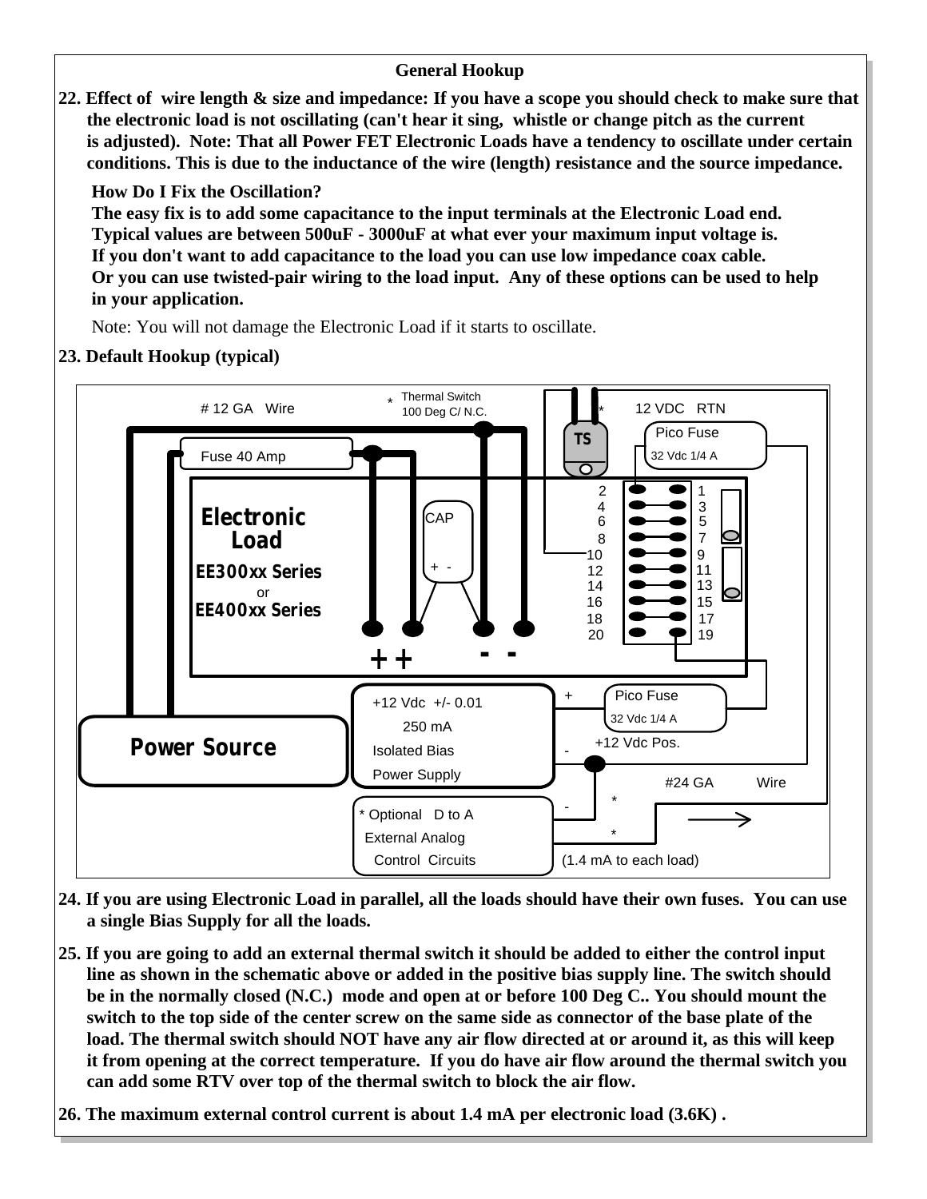## General Hookup

**22. Effect of wire length & size and impedance: If you have a scope you should check to make sure that the electronic load is not oscillating (can't hear it sing, whistle or change pitch as the current is adjusted). Note: That all Power FET Electronic Loads have a tendency to oscillate under certain conditions. This is due to the inductance of the wire (length) resistance and the source impedance.**

**How Do I Fix the Oscillation?**
**The easy fix is to add some capacitance to the input terminals at the Electronic Load end. Typical values are between 500uF - 3000uF at what ever your maximum input voltage is. If you don't want to add capacitance to the load you can use low impedance coax cable. Or you can use twisted-pair wiring to the load input. Any of these options can be used to help in your application.**

Note: You will not damage the Electronic Load if it starts to oscillate.

**23. Default Hookup (typical)**

# 12 GA Wire
* Thermal Switch 100 Deg C/ N.C.
TS
* 12 VDC RTN
Pico Fuse 32 Vdc 1/4 A
Fuse 40 Amp
Electronic Load
EE300xx Series or EE400xx Series
CAP + -
2 4 6 8 10 12 14 16 18 20
1 3 5 7 9 11 13 15 17 19
+ +
- -
Power Source
+12 Vdc +/- 0.01
250 mA
Isolated Bias
Power Supply
+
-
Pico Fuse 32 Vdc 1/4 A
+12 Vdc Pos.
#24 GA Wire
* Optional D to A External Analog Control Circuits
-
*
*
(1.4 mA to each load)

**24. If you are using Electronic Load in parallel, all the loads should have their own fuses. You can use a single Bias Supply for all the loads.**

**25. If you are going to add an external thermal switch it should be added to either the control input line as shown in the schematic above or added in the positive bias supply line. The switch should be in the normally closed (N.C.) mode and open at or before 100 Deg C.. You should mount the switch to the top side of the center screw on the same side as connector of the base plate of the load. The thermal switch should NOT have any air flow directed at or around it, as this will keep it from opening at the correct temperature. If you do have air flow around the thermal switch you can add some RTV over top of the thermal switch to block the air flow.**

**26. The maximum external control current is about 1.4 mA per electronic load (3.6K) .**